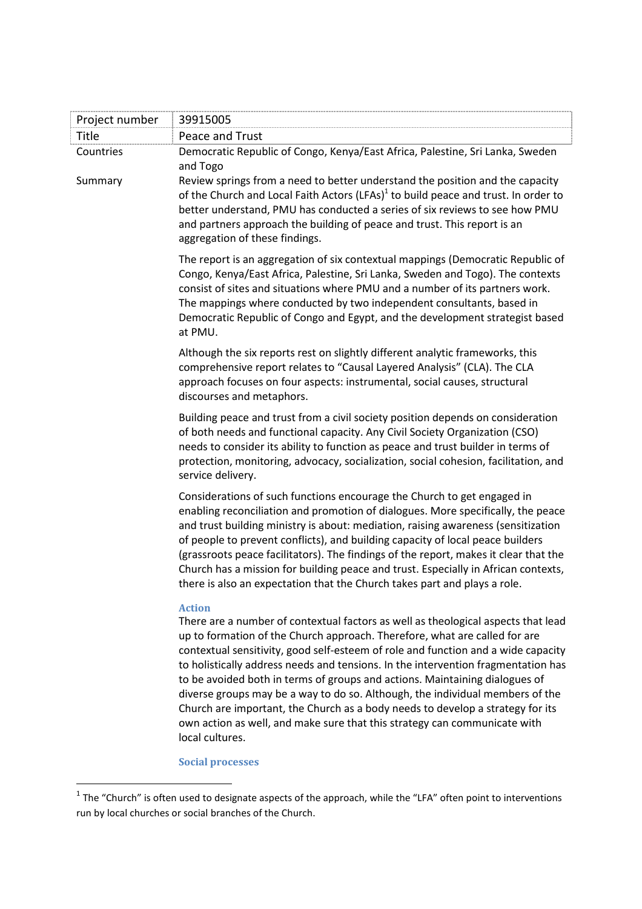| Project number | 39915005 |
| --- | --- |
| Title | Peace and Trust |
| Countries | Democratic Republic of Congo, Kenya/East Africa, Palestine, Sri Lanka, Sweden and Togo |
| Summary | Review springs from a need to better understand the position and the capacity of the Church and Local Faith Actors (LFAs)[1] to build peace and trust. In order to better understand, PMU has conducted a series of six reviews to see how PMU and partners approach the building of peace and trust. This report is an aggregation of these findings. |

The report is an aggregation of six contextual mappings (Democratic Republic of Congo, Kenya/East Africa, Palestine, Sri Lanka, Sweden and Togo). The contexts consist of sites and situations where PMU and a number of its partners work. The mappings where conducted by two independent consultants, based in Democratic Republic of Congo and Egypt, and the development strategist based at PMU.

Although the six reports rest on slightly different analytic frameworks, this comprehensive report relates to "Causal Layered Analysis" (CLA). The CLA approach focuses on four aspects: instrumental, social causes, structural discourses and metaphors.

Building peace and trust from a civil society position depends on consideration of both needs and functional capacity. Any Civil Society Organization (CSO) needs to consider its ability to function as peace and trust builder in terms of protection, monitoring, advocacy, socialization, social cohesion, facilitation, and service delivery.

Considerations of such functions encourage the Church to get engaged in enabling reconciliation and promotion of dialogues. More specifically, the peace and trust building ministry is about: mediation, raising awareness (sensitization of people to prevent conflicts), and building capacity of local peace builders (grassroots peace facilitators). The findings of the report, makes it clear that the Church has a mission for building peace and trust. Especially in African contexts, there is also an expectation that the Church takes part and plays a role.

### Action

There are a number of contextual factors as well as theological aspects that lead up to formation of the Church approach. Therefore, what are called for are contextual sensitivity, good self-esteem of role and function and a wide capacity to holistically address needs and tensions. In the intervention fragmentation has to be avoided both in terms of groups and actions. Maintaining dialogues of diverse groups may be a way to do so. Although, the individual members of the Church are important, the Church as a body needs to develop a strategy for its own action as well, and make sure that this strategy can communicate with local cultures.

### Social processes

[1] The "Church" is often used to designate aspects of the approach, while the "LFA" often point to interventions run by local churches or social branches of the Church.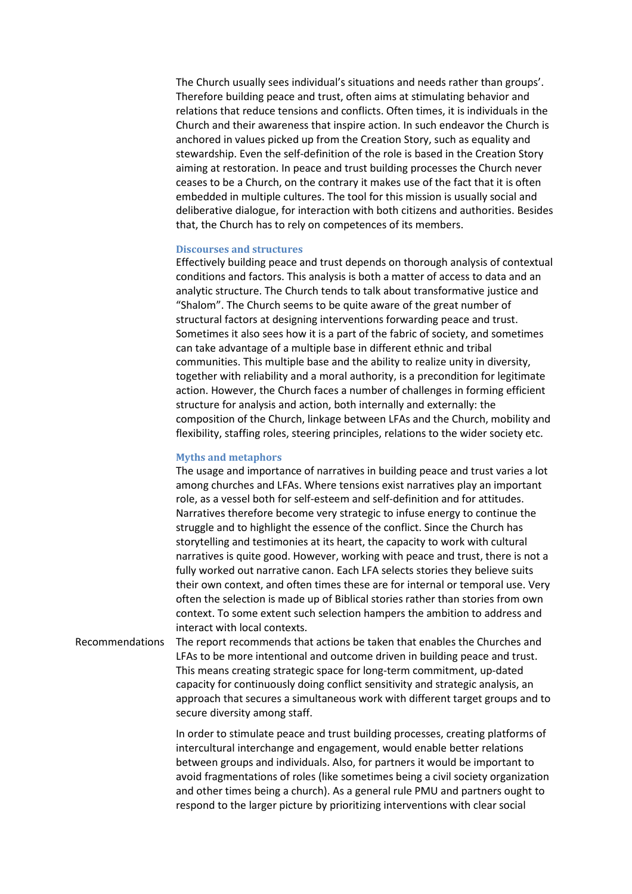The Church usually sees individual's situations and needs rather than groups'. Therefore building peace and trust, often aims at stimulating behavior and relations that reduce tensions and conflicts. Often times, it is individuals in the Church and their awareness that inspire action. In such endeavor the Church is anchored in values picked up from the Creation Story, such as equality and stewardship. Even the self-definition of the role is based in the Creation Story aiming at restoration. In peace and trust building processes the Church never ceases to be a Church, on the contrary it makes use of the fact that it is often embedded in multiple cultures. The tool for this mission is usually social and deliberative dialogue, for interaction with both citizens and authorities. Besides that, the Church has to rely on competences of its members.

### Discourses and structures

Effectively building peace and trust depends on thorough analysis of contextual conditions and factors. This analysis is both a matter of access to data and an analytic structure. The Church tends to talk about transformative justice and "Shalom". The Church seems to be quite aware of the great number of structural factors at designing interventions forwarding peace and trust. Sometimes it also sees how it is a part of the fabric of society, and sometimes can take advantage of a multiple base in different ethnic and tribal communities. This multiple base and the ability to realize unity in diversity, together with reliability and a moral authority, is a precondition for legitimate action. However, the Church faces a number of challenges in forming efficient structure for analysis and action, both internally and externally: the composition of the Church, linkage between LFAs and the Church, mobility and flexibility, staffing roles, steering principles, relations to the wider society etc.

### Myths and metaphors

The usage and importance of narratives in building peace and trust varies a lot among churches and LFAs. Where tensions exist narratives play an important role, as a vessel both for self-esteem and self-definition and for attitudes. Narratives therefore become very strategic to infuse energy to continue the struggle and to highlight the essence of the conflict. Since the Church has storytelling and testimonies at its heart, the capacity to work with cultural narratives is quite good. However, working with peace and trust, there is not a fully worked out narrative canon. Each LFA selects stories they believe suits their own context, and often times these are for internal or temporal use. Very often the selection is made up of Biblical stories rather than stories from own context. To some extent such selection hampers the ambition to address and interact with local contexts.

**Recommendations**

The report recommends that actions be taken that enables the Churches and LFAs to be more intentional and outcome driven in building peace and trust. This means creating strategic space for long-term commitment, up-dated capacity for continuously doing conflict sensitivity and strategic analysis, an approach that secures a simultaneous work with different target groups and to secure diversity among staff.

In order to stimulate peace and trust building processes, creating platforms of intercultural interchange and engagement, would enable better relations between groups and individuals. Also, for partners it would be important to avoid fragmentations of roles (like sometimes being a civil society organization and other times being a church). As a general rule PMU and partners ought to respond to the larger picture by prioritizing interventions with clear social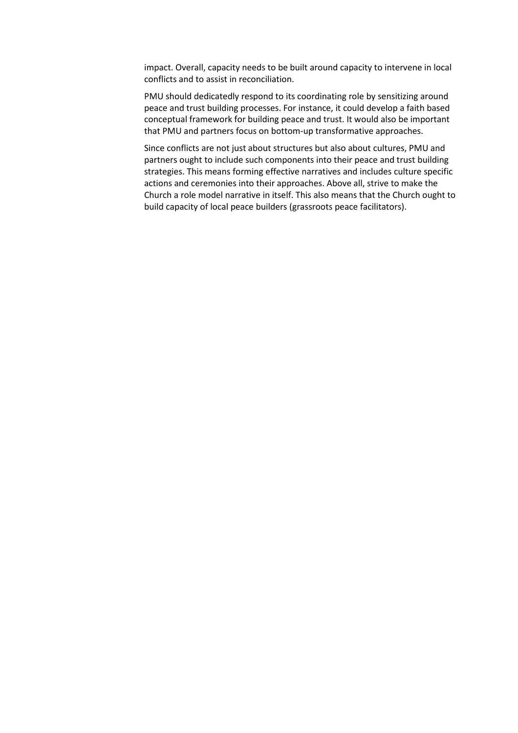impact. Overall, capacity needs to be built around capacity to intervene in local conflicts and to assist in reconciliation.

PMU should dedicatedly respond to its coordinating role by sensitizing around peace and trust building processes. For instance, it could develop a faith based conceptual framework for building peace and trust. It would also be important that PMU and partners focus on bottom-up transformative approaches.

Since conflicts are not just about structures but also about cultures, PMU and partners ought to include such components into their peace and trust building strategies. This means forming effective narratives and includes culture specific actions and ceremonies into their approaches. Above all, strive to make the Church a role model narrative in itself. This also means that the Church ought to build capacity of local peace builders (grassroots peace facilitators).